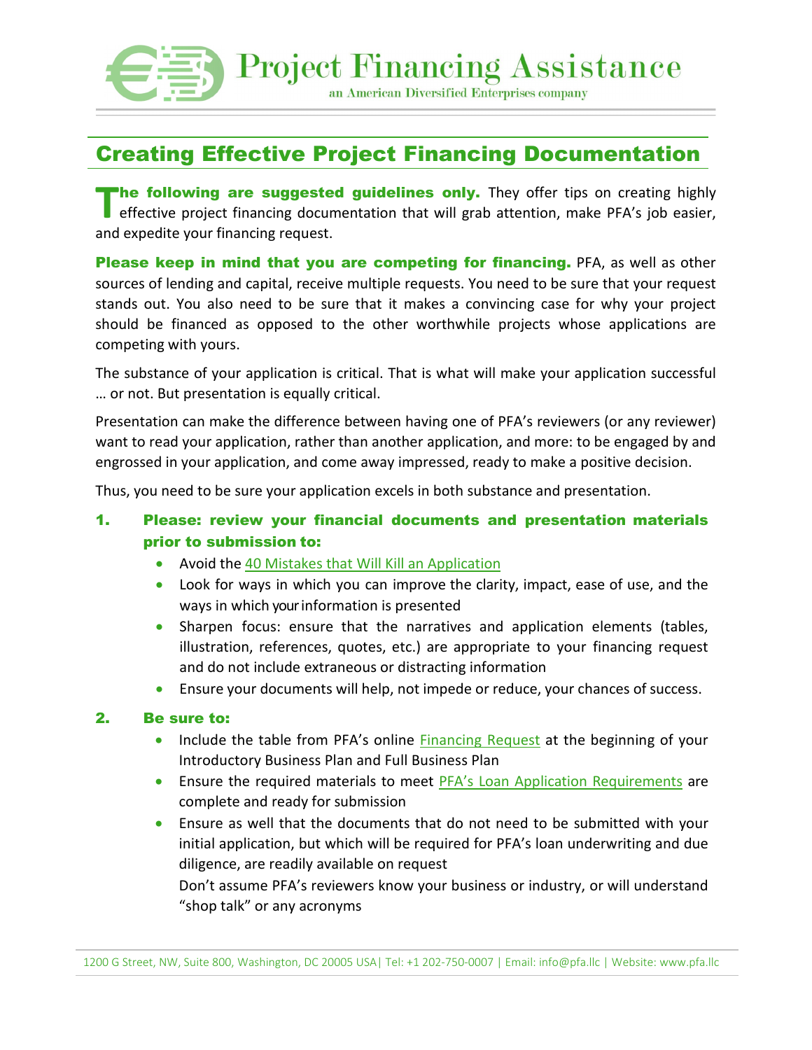# Project Financing Assistance

an American Diversified Enterprises company

## Creating Effective Project Financing Documentation

**The following are suggested guidelines only.** They offer tips on creating highly effective project financing documentation that will grab attention, make PFA's job easier, and expedite your financing request.

**Please keep in mind that you are competing for financing.** PFA, as well as other sources of lending and capital, receive multiple requests. You need to be sure that your request stands out. You also need to be sure that it makes a convincing case for why your project should be financed as opposed to the other worthwhile projects whose applications are competing with yours.

The substance of your application is critical. That is what will make your application successful … or not. But presentation is equally critical.

Presentation can make the difference between having one of PFA's reviewers (or any reviewer) want to read your application, rather than another application, and more: to be engaged by and engrossed in your application, and come away impressed, ready to make a positive decision.

Thus, you need to be sure your application excels in both substance and presentation.

1. **Please: review your financial documents and presentation materials prior to submission to:**
   - Avoid the 40 Mistakes that Will Kill an Application
   - Look for ways in which you can improve the clarity, impact, ease of use, and the ways in which your information is presented
   - Sharpen focus: ensure that the narratives and application elements (tables, illustration, references, quotes, etc.) are appropriate to your financing request and do not include extraneous or distracting information
   - Ensure your documents will help, not impede or reduce, your chances of success.

2. **Be sure to:**
   - Include the table from PFA's online Financing Request at the beginning of your Introductory Business Plan and Full Business Plan
   - Ensure the required materials to meet PFA's Loan Application Requirements are complete and ready for submission
   - Ensure as well that the documents that do not need to be submitted with your initial application, but which will be required for PFA's loan underwriting and due diligence, are readily available on request

     Don't assume PFA's reviewers know your business or industry, or will understand "shop talk" or any acronyms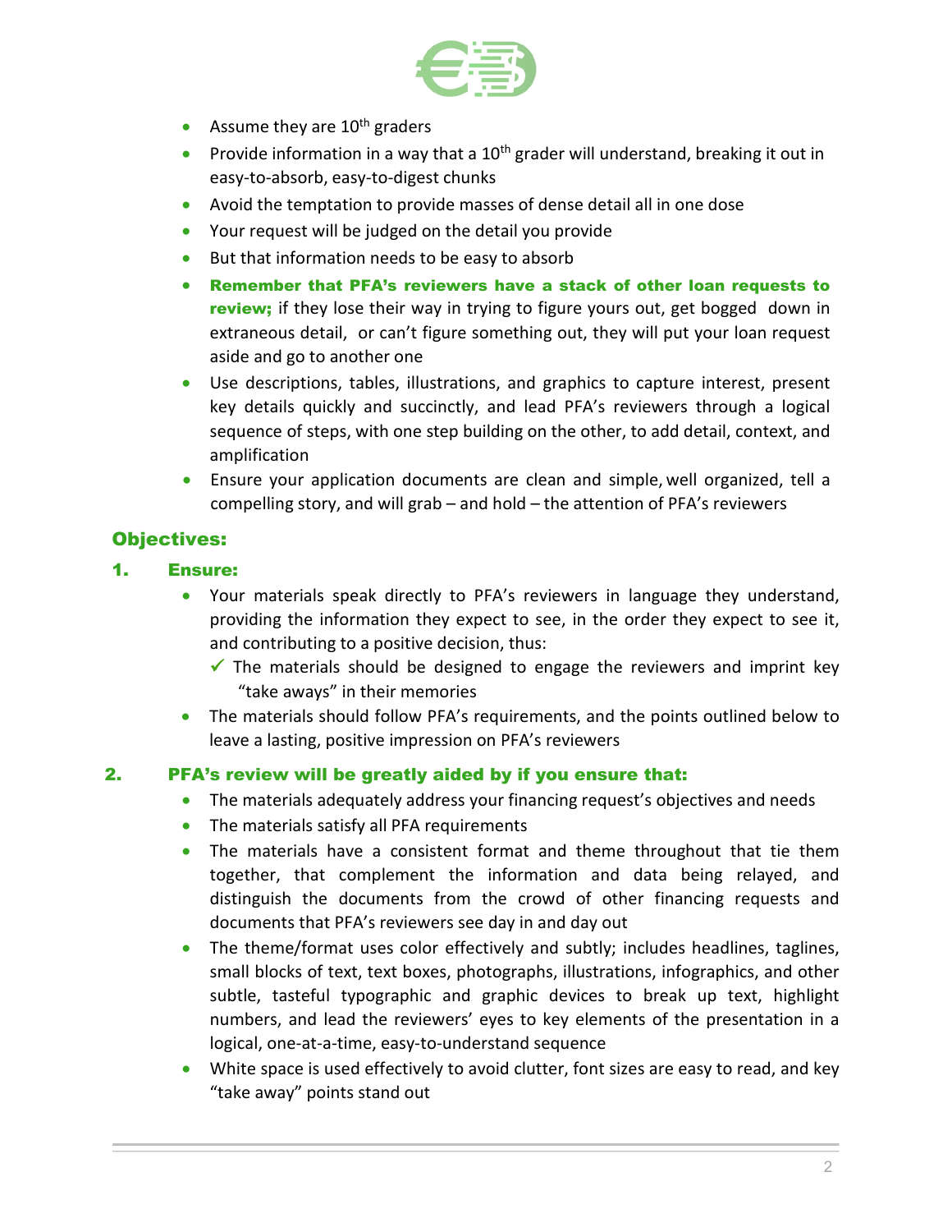- Assume they are 10th graders
- Provide information in a way that a 10th grader will understand, breaking it out in easy-to-absorb, easy-to-digest chunks
- Avoid the temptation to provide masses of dense detail all in one dose
- Your request will be judged on the detail you provide
- But that information needs to be easy to absorb
- **Remember that PFA's reviewers have a stack of other loan requests to review;** if they lose their way in trying to figure yours out, get bogged down in extraneous detail, or can't figure something out, they will put your loan request aside and go to another one
- Use descriptions, tables, illustrations, and graphics to capture interest, present key details quickly and succinctly, and lead PFA's reviewers through a logical sequence of steps, with one step building on the other, to add detail, context, and amplification
- Ensure your application documents are clean and simple, well organized, tell a compelling story, and will grab – and hold – the attention of PFA's reviewers

## Objectives:

### 1. Ensure:

- Your materials speak directly to PFA's reviewers in language they understand, providing the information they expect to see, in the order they expect to see it, and contributing to a positive decision, thus:
  - ✓ The materials should be designed to engage the reviewers and imprint key "take aways" in their memories
- The materials should follow PFA's requirements, and the points outlined below to leave a lasting, positive impression on PFA's reviewers

### 2. PFA's review will be greatly aided by if you ensure that:

- The materials adequately address your financing request's objectives and needs
- The materials satisfy all PFA requirements
- The materials have a consistent format and theme throughout that tie them together, that complement the information and data being relayed, and distinguish the documents from the crowd of other financing requests and documents that PFA's reviewers see day in and day out
- The theme/format uses color effectively and subtly; includes headlines, taglines, small blocks of text, text boxes, photographs, illustrations, infographics, and other subtle, tasteful typographic and graphic devices to break up text, highlight numbers, and lead the reviewers' eyes to key elements of the presentation in a logical, one-at-a-time, easy-to-understand sequence
- White space is used effectively to avoid clutter, font sizes are easy to read, and key "take away" points stand out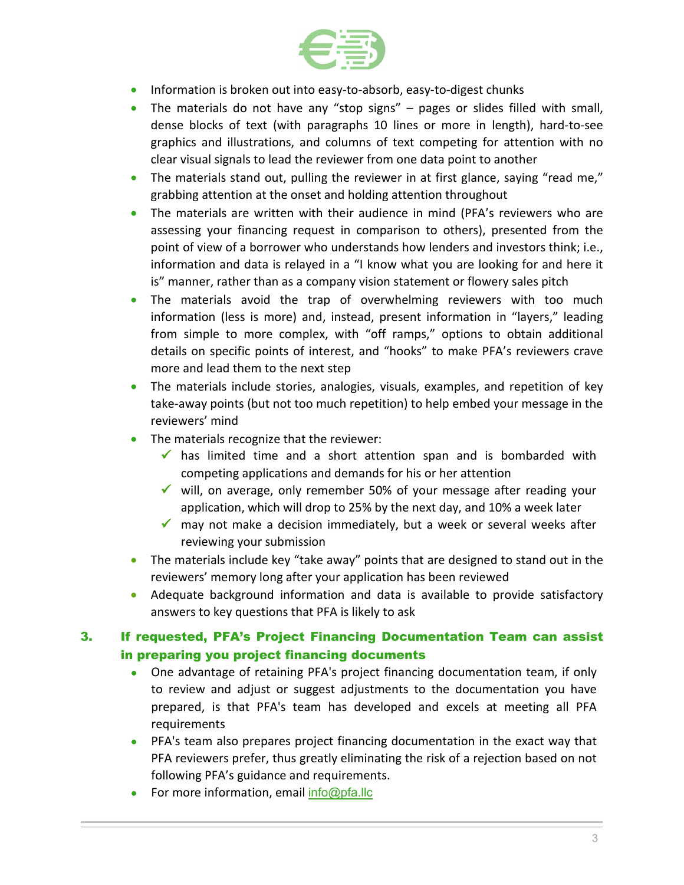- Information is broken out into easy-to-absorb, easy-to-digest chunks
- The materials do not have any "stop signs" – pages or slides filled with small, dense blocks of text (with paragraphs 10 lines or more in length), hard-to-see graphics and illustrations, and columns of text competing for attention with no clear visual signals to lead the reviewer from one data point to another
- The materials stand out, pulling the reviewer in at first glance, saying "read me," grabbing attention at the onset and holding attention throughout
- The materials are written with their audience in mind (PFA's reviewers who are assessing your financing request in comparison to others), presented from the point of view of a borrower who understands how lenders and investors think; i.e., information and data is relayed in a "I know what you are looking for and here it is" manner, rather than as a company vision statement or flowery sales pitch
- The materials avoid the trap of overwhelming reviewers with too much information (less is more) and, instead, present information in "layers," leading from simple to more complex, with "off ramps," options to obtain additional details on specific points of interest, and "hooks" to make PFA's reviewers crave more and lead them to the next step
- The materials include stories, analogies, visuals, examples, and repetition of key take-away points (but not too much repetition) to help embed your message in the reviewers' mind
- The materials recognize that the reviewer:
  - ✓ has limited time and a short attention span and is bombarded with competing applications and demands for his or her attention
  - ✓ will, on average, only remember 50% of your message after reading your application, which will drop to 25% by the next day, and 10% a week later
  - ✓ may not make a decision immediately, but a week or several weeks after reviewing your submission
- The materials include key "take away" points that are designed to stand out in the reviewers' memory long after your application has been reviewed
- Adequate background information and data is available to provide satisfactory answers to key questions that PFA is likely to ask

## 3. If requested, PFA's Project Financing Documentation Team can assist in preparing you project financing documents

- One advantage of retaining PFA's project financing documentation team, if only to review and adjust or suggest adjustments to the documentation you have prepared, is that PFA's team has developed and excels at meeting all PFA requirements
- PFA's team also prepares project financing documentation in the exact way that PFA reviewers prefer, thus greatly eliminating the risk of a rejection based on not following PFA's guidance and requirements.
- For more information, email [info@pfa.llc](mailto:info@pfa.llc)